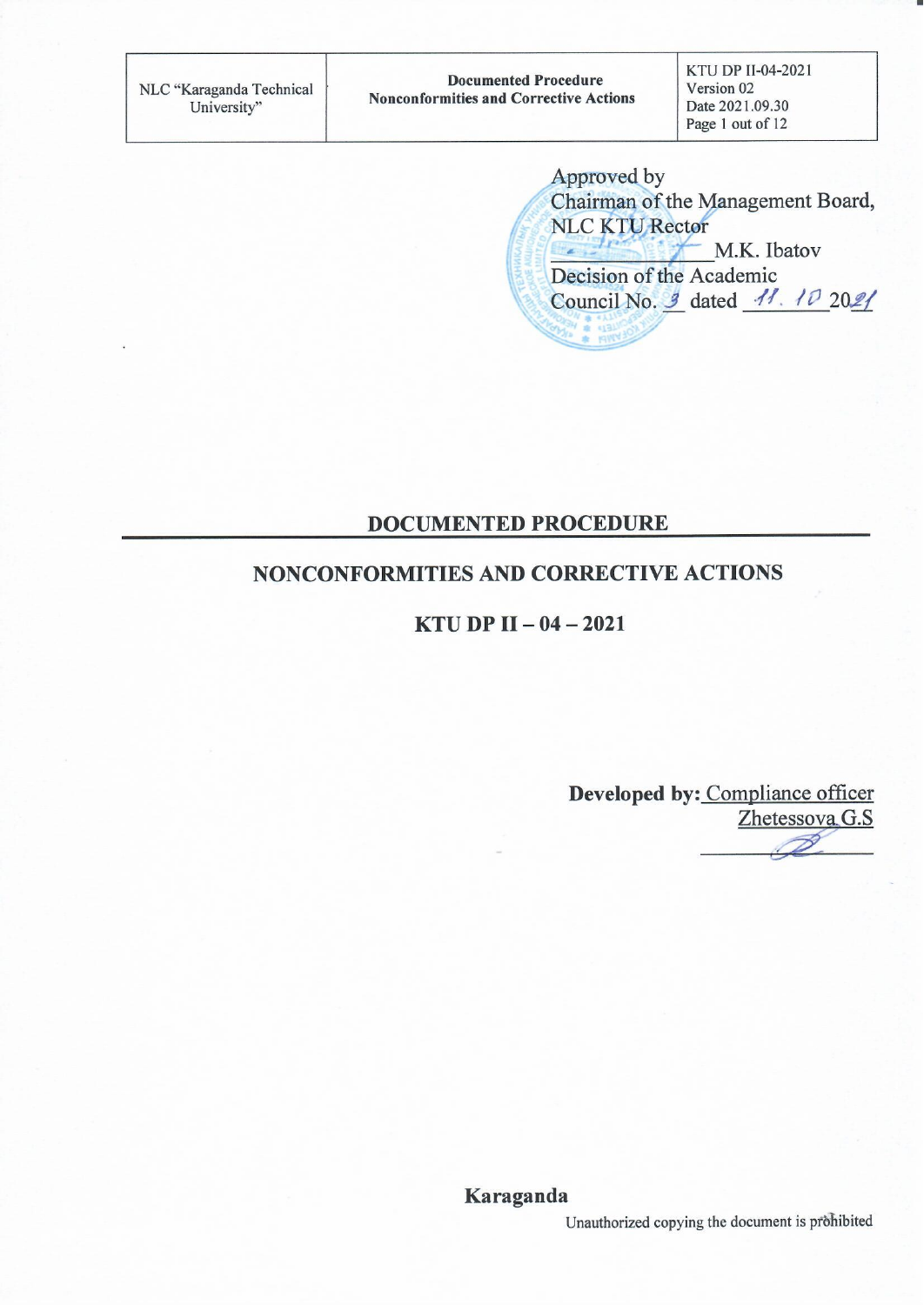Approved by
Chairman of the Management Board,
NLC KTU Rector
\_\_\_\_\_\_\_\_\_\_\_\_\_\_M.K. Ibatov
Decision of the Academic
Council No. 3 dated 11. 10 2021

## DOCUMENTED PROCEDURE

# NONCONFORMITIES AND CORRECTIVE ACTIONS

## KTU DP II – 04 – 2021

**Developed by:** Compliance officer
Zhetessova G.S

Karaganda

Unauthorized copying the document is prohibited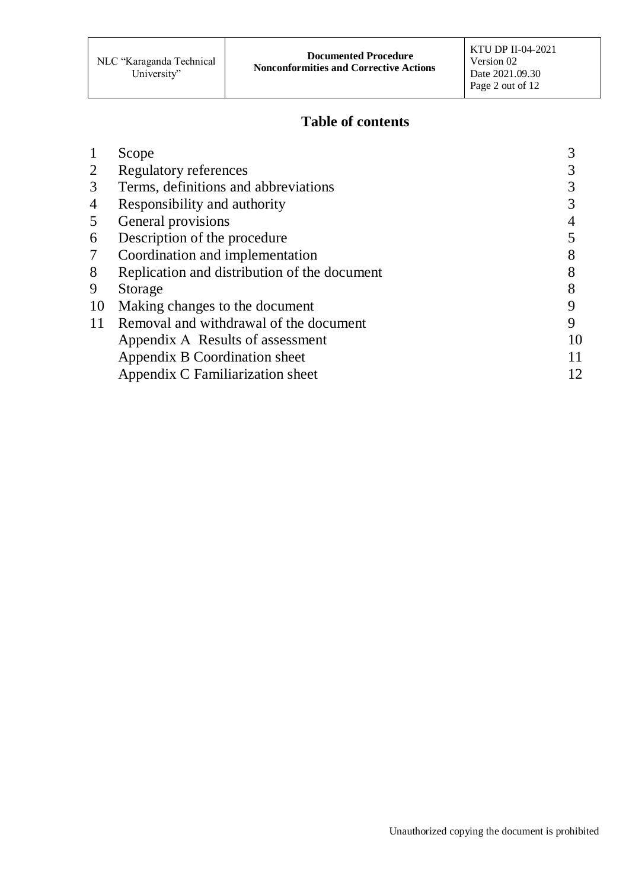# Table of contents

| | | |
|---|---|---|
| 1 | Scope | 3 |
| 2 | Regulatory references | 3 |
| 3 | Terms, definitions and abbreviations | 3 |
| 4 | Responsibility and authority | 3 |
| 5 | General provisions | 4 |
| 6 | Description of the procedure | 5 |
| 7 | Coordination and implementation | 8 |
| 8 | Replication and distribution of the document | 8 |
| 9 | Storage | 8 |
| 10 | Making changes to the document | 9 |
| 11 | Removal and withdrawal of the document | 9 |
| | Appendix A Results of assessment | 10 |
| | Appendix B Coordination sheet | 11 |
| | Appendix C Familiarization sheet | 12 |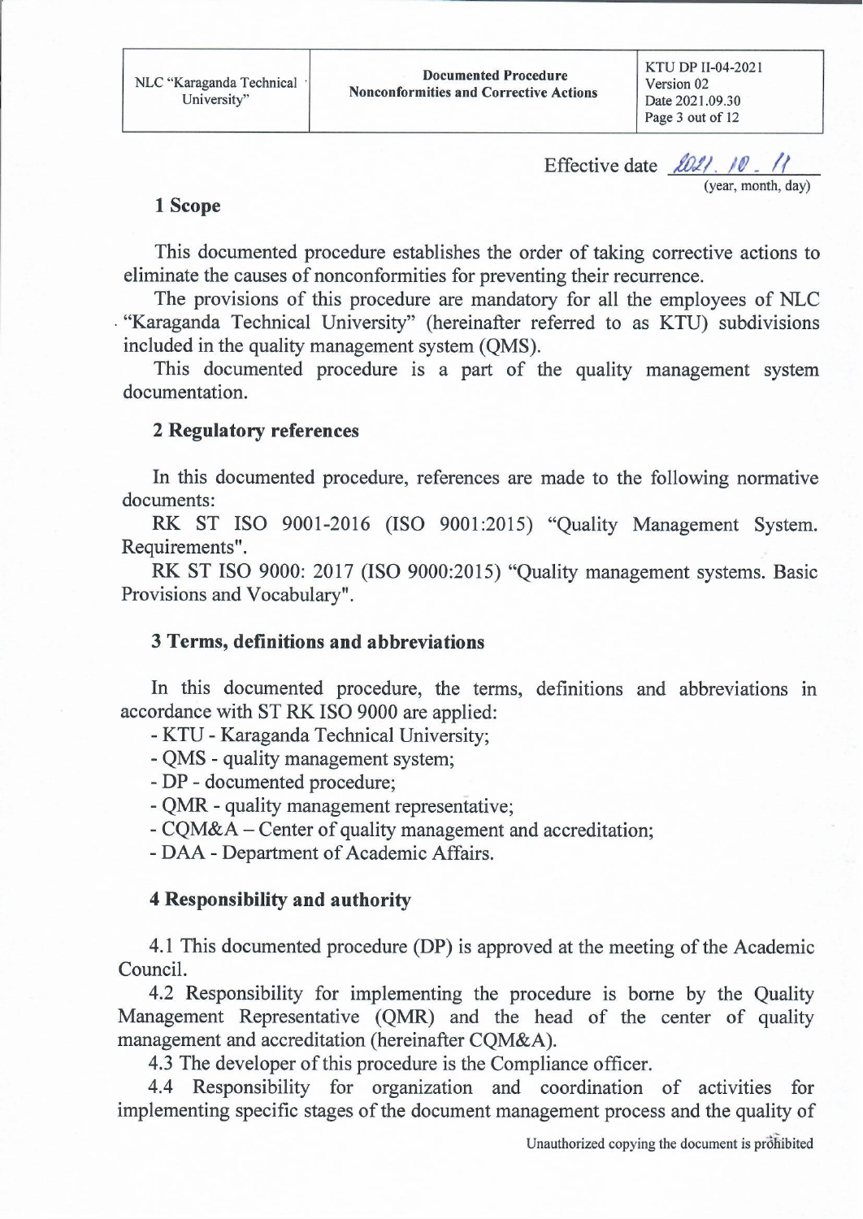Effective date 2021. 10. 11
(year, month, day)

## 1 Scope

This documented procedure establishes the order of taking corrective actions to eliminate the causes of nonconformities for preventing their recurrence.

The provisions of this procedure are mandatory for all the employees of NLC "Karaganda Technical University" (hereinafter referred to as KTU) subdivisions included in the quality management system (QMS).

This documented procedure is a part of the quality management system documentation.

## 2 Regulatory references

In this documented procedure, references are made to the following normative documents:

RK ST ISO 9001-2016 (ISO 9001:2015) "Quality Management System. Requirements".

RK ST ISO 9000: 2017 (ISO 9000:2015) "Quality management systems. Basic Provisions and Vocabulary".

## 3 Terms, definitions and abbreviations

In this documented procedure, the terms, definitions and abbreviations in accordance with ST RK ISO 9000 are applied:

- KTU - Karaganda Technical University;
- QMS - quality management system;
- DP - documented procedure;
- QMR - quality management representative;
- CQM&A – Center of quality management and accreditation;
- DAA - Department of Academic Affairs.

## 4 Responsibility and authority

4.1 This documented procedure (DP) is approved at the meeting of the Academic Council.

4.2 Responsibility for implementing the procedure is borne by the Quality Management Representative (QMR) and the head of the center of quality management and accreditation (hereinafter CQM&A).

4.3 The developer of this procedure is the Compliance officer.

4.4 Responsibility for organization and coordination of activities for implementing specific stages of the document management process and the quality of

Unauthorized copying the document is prohibited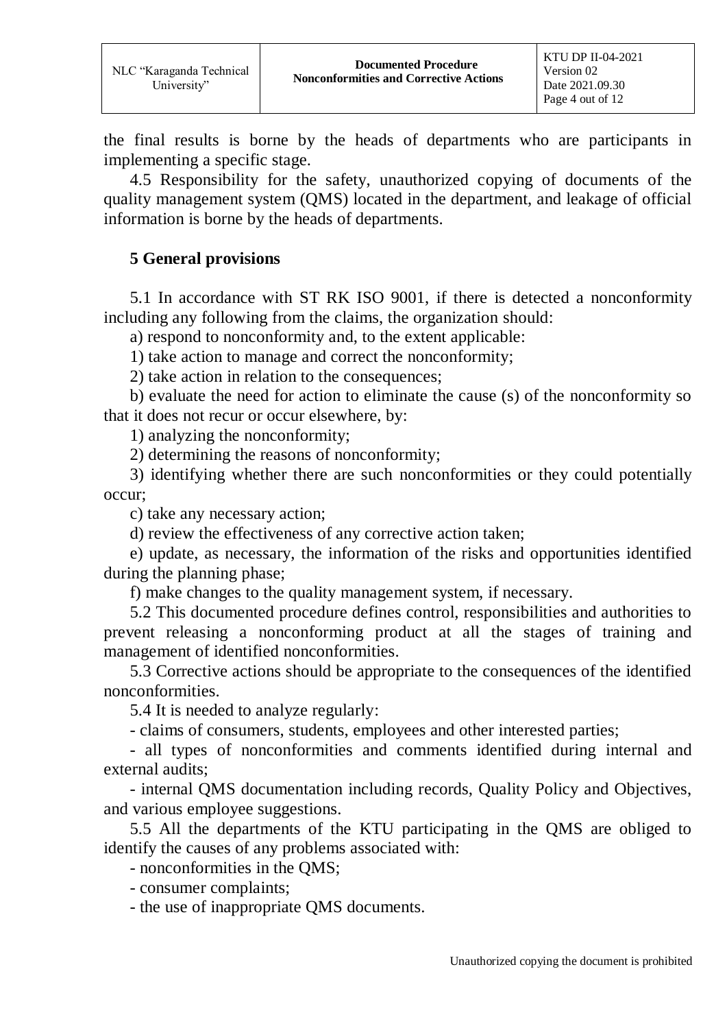the final results is borne by the heads of departments who are participants in implementing a specific stage.

4.5 Responsibility for the safety, unauthorized copying of documents of the quality management system (QMS) located in the department, and leakage of official information is borne by the heads of departments.

## 5 General provisions

5.1 In accordance with ST RK ISO 9001, if there is detected a nonconformity including any following from the claims, the organization should:

a) respond to nonconformity and, to the extent applicable:

1) take action to manage and correct the nonconformity;

2) take action in relation to the consequences;

b) evaluate the need for action to eliminate the cause (s) of the nonconformity so that it does not recur or occur elsewhere, by:

1) analyzing the nonconformity;

2) determining the reasons of nonconformity;

3) identifying whether there are such nonconformities or they could potentially occur;

c) take any necessary action;

d) review the effectiveness of any corrective action taken;

e) update, as necessary, the information of the risks and opportunities identified during the planning phase;

f) make changes to the quality management system, if necessary.

5.2 This documented procedure defines control, responsibilities and authorities to prevent releasing a nonconforming product at all the stages of training and management of identified nonconformities.

5.3 Corrective actions should be appropriate to the consequences of the identified nonconformities.

5.4 It is needed to analyze regularly:

- claims of consumers, students, employees and other interested parties;
- all types of nonconformities and comments identified during internal and external audits;
- internal QMS documentation including records, Quality Policy and Objectives, and various employee suggestions.

5.5 All the departments of the KTU participating in the QMS are obliged to identify the causes of any problems associated with:

- nonconformities in the QMS;
- consumer complaints;
- the use of inappropriate QMS documents.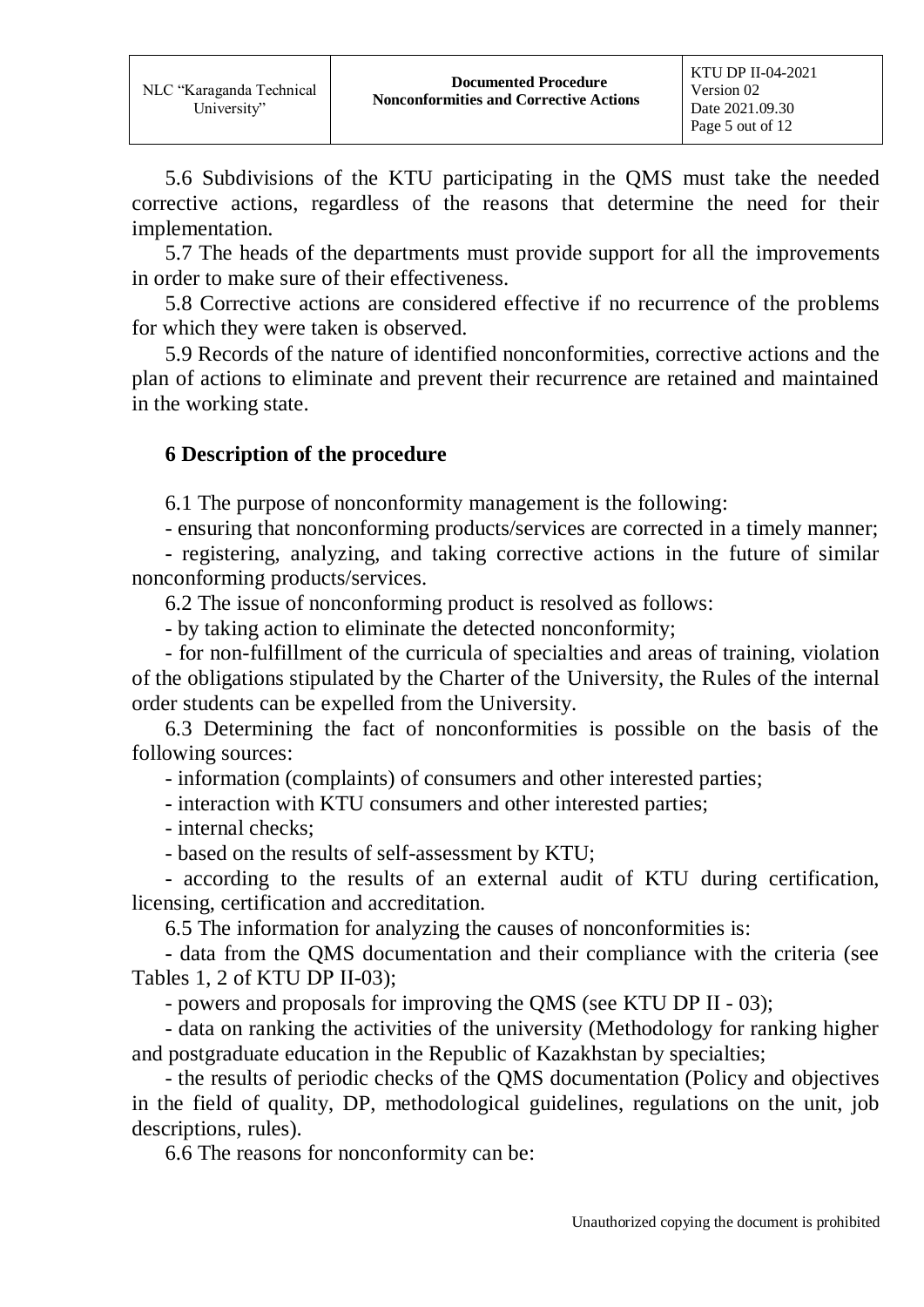5.6 Subdivisions of the KTU participating in the QMS must take the needed corrective actions, regardless of the reasons that determine the need for their implementation.

5.7 The heads of the departments must provide support for all the improvements in order to make sure of their effectiveness.

5.8 Corrective actions are considered effective if no recurrence of the problems for which they were taken is observed.

5.9 Records of the nature of identified nonconformities, corrective actions and the plan of actions to eliminate and prevent their recurrence are retained and maintained in the working state.

## 6 Description of the procedure

6.1 The purpose of nonconformity management is the following:

- ensuring that nonconforming products/services are corrected in a timely manner;
- registering, analyzing, and taking corrective actions in the future of similar nonconforming products/services.

6.2 The issue of nonconforming product is resolved as follows:

- by taking action to eliminate the detected nonconformity;
- for non-fulfillment of the curricula of specialties and areas of training, violation of the obligations stipulated by the Charter of the University, the Rules of the internal order students can be expelled from the University.

6.3 Determining the fact of nonconformities is possible on the basis of the following sources:

- information (complaints) of consumers and other interested parties;
- interaction with KTU consumers and other interested parties;
- internal checks;
- based on the results of self-assessment by KTU;
- according to the results of an external audit of KTU during certification, licensing, certification and accreditation.

6.5 The information for analyzing the causes of nonconformities is:

- data from the QMS documentation and their compliance with the criteria (see Tables 1, 2 of KTU DP II-03);
- powers and proposals for improving the QMS (see KTU DP II - 03);
- data on ranking the activities of the university (Methodology for ranking higher and postgraduate education in the Republic of Kazakhstan by specialties;
- the results of periodic checks of the QMS documentation (Policy and objectives in the field of quality, DP, methodological guidelines, regulations on the unit, job descriptions, rules).

6.6 The reasons for nonconformity can be: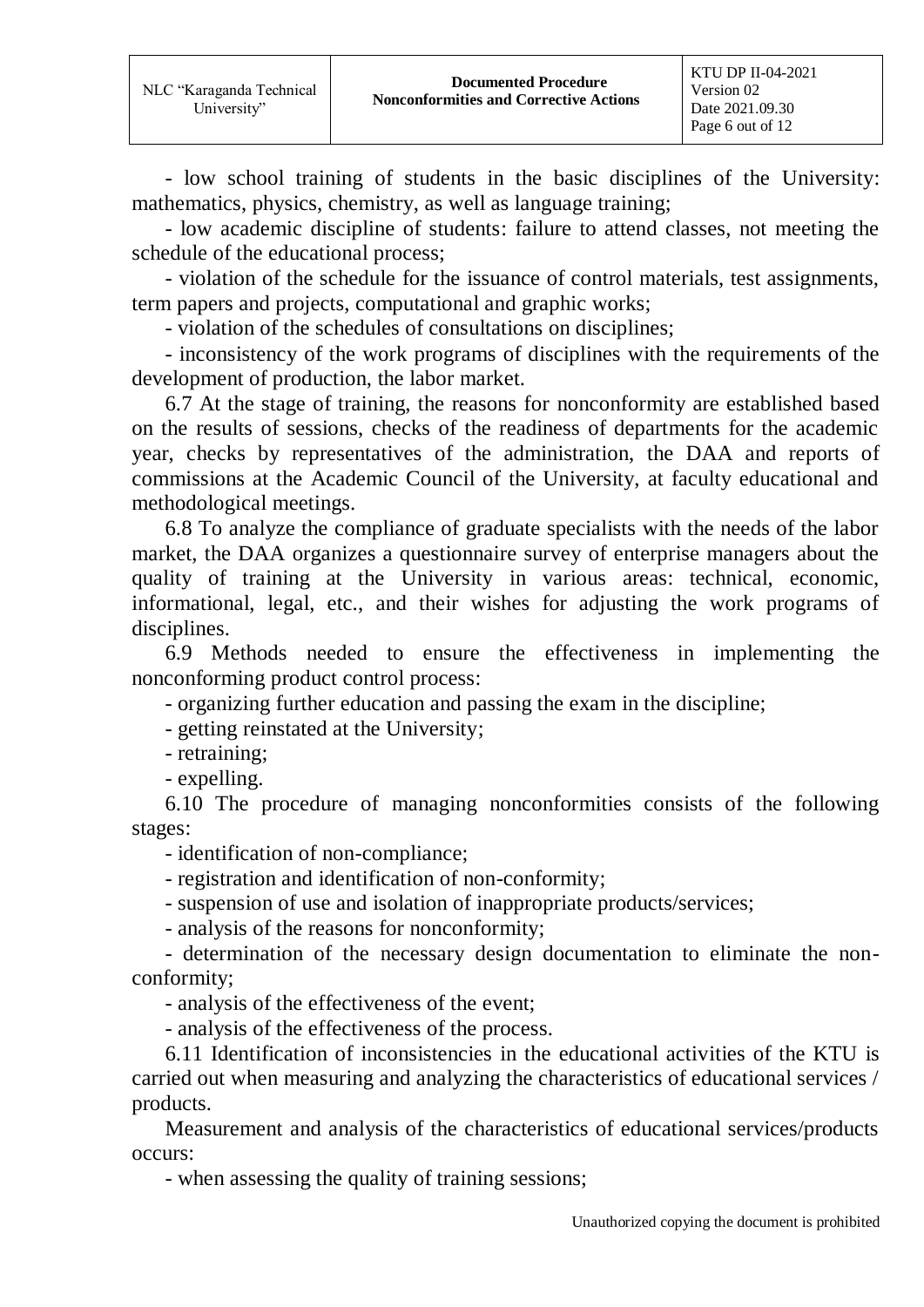- low school training of students in the basic disciplines of the University: mathematics, physics, chemistry, as well as language training;

- low academic discipline of students: failure to attend classes, not meeting the schedule of the educational process;

- violation of the schedule for the issuance of control materials, test assignments, term papers and projects, computational and graphic works;

- violation of the schedules of consultations on disciplines;

- inconsistency of the work programs of disciplines with the requirements of the development of production, the labor market.

6.7 At the stage of training, the reasons for nonconformity are established based on the results of sessions, checks of the readiness of departments for the academic year, checks by representatives of the administration, the DAA and reports of commissions at the Academic Council of the University, at faculty educational and methodological meetings.

6.8 To analyze the compliance of graduate specialists with the needs of the labor market, the DAA organizes a questionnaire survey of enterprise managers about the quality of training at the University in various areas: technical, economic, informational, legal, etc., and their wishes for adjusting the work programs of disciplines.

6.9 Methods needed to ensure the effectiveness in implementing the nonconforming product control process:

- organizing further education and passing the exam in the discipline;
- getting reinstated at the University;
- retraining;
- expelling.

6.10 The procedure of managing nonconformities consists of the following stages:

- identification of non-compliance;
- registration and identification of non-conformity;
- suspension of use and isolation of inappropriate products/services;
- analysis of the reasons for nonconformity;
- determination of the necessary design documentation to eliminate the non-conformity;
- analysis of the effectiveness of the event;
- analysis of the effectiveness of the process.

6.11 Identification of inconsistencies in the educational activities of the KTU is carried out when measuring and analyzing the characteristics of educational services / products.

Measurement and analysis of the characteristics of educational services/products occurs:

- when assessing the quality of training sessions;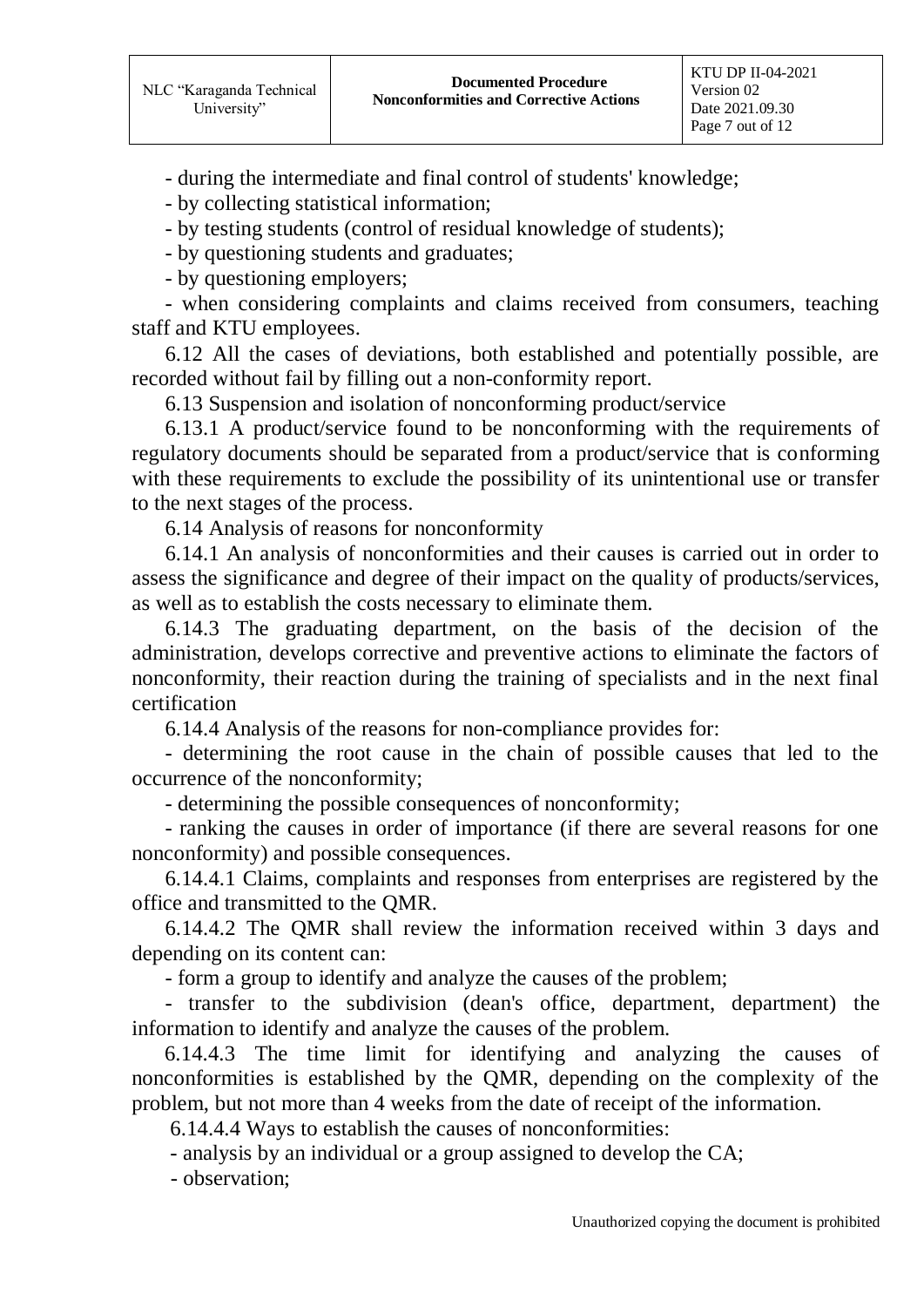- during the intermediate and final control of students' knowledge;

- by collecting statistical information;

- by testing students (control of residual knowledge of students);

- by questioning students and graduates;

- by questioning employers;

- when considering complaints and claims received from consumers, teaching staff and KTU employees.

6.12 All the cases of deviations, both established and potentially possible, are recorded without fail by filling out a non-conformity report.

6.13 Suspension and isolation of nonconforming product/service

6.13.1 A product/service found to be nonconforming with the requirements of regulatory documents should be separated from a product/service that is conforming with these requirements to exclude the possibility of its unintentional use or transfer to the next stages of the process.

6.14 Analysis of reasons for nonconformity

6.14.1 An analysis of nonconformities and their causes is carried out in order to assess the significance and degree of their impact on the quality of products/services, as well as to establish the costs necessary to eliminate them.

6.14.3 The graduating department, on the basis of the decision of the administration, develops corrective and preventive actions to eliminate the factors of nonconformity, their reaction during the training of specialists and in the next final certification

6.14.4 Analysis of the reasons for non-compliance provides for:

- determining the root cause in the chain of possible causes that led to the occurrence of the nonconformity;

- determining the possible consequences of nonconformity;

- ranking the causes in order of importance (if there are several reasons for one nonconformity) and possible consequences.

6.14.4.1 Claims, complaints and responses from enterprises are registered by the office and transmitted to the QMR.

6.14.4.2 The QMR shall review the information received within 3 days and depending on its content can:

- form a group to identify and analyze the causes of the problem;

- transfer to the subdivision (dean's office, department, department) the information to identify and analyze the causes of the problem.

6.14.4.3 The time limit for identifying and analyzing the causes of nonconformities is established by the QMR, depending on the complexity of the problem, but not more than 4 weeks from the date of receipt of the information.

6.14.4.4 Ways to establish the causes of nonconformities:

- analysis by an individual or a group assigned to develop the CA;

- observation;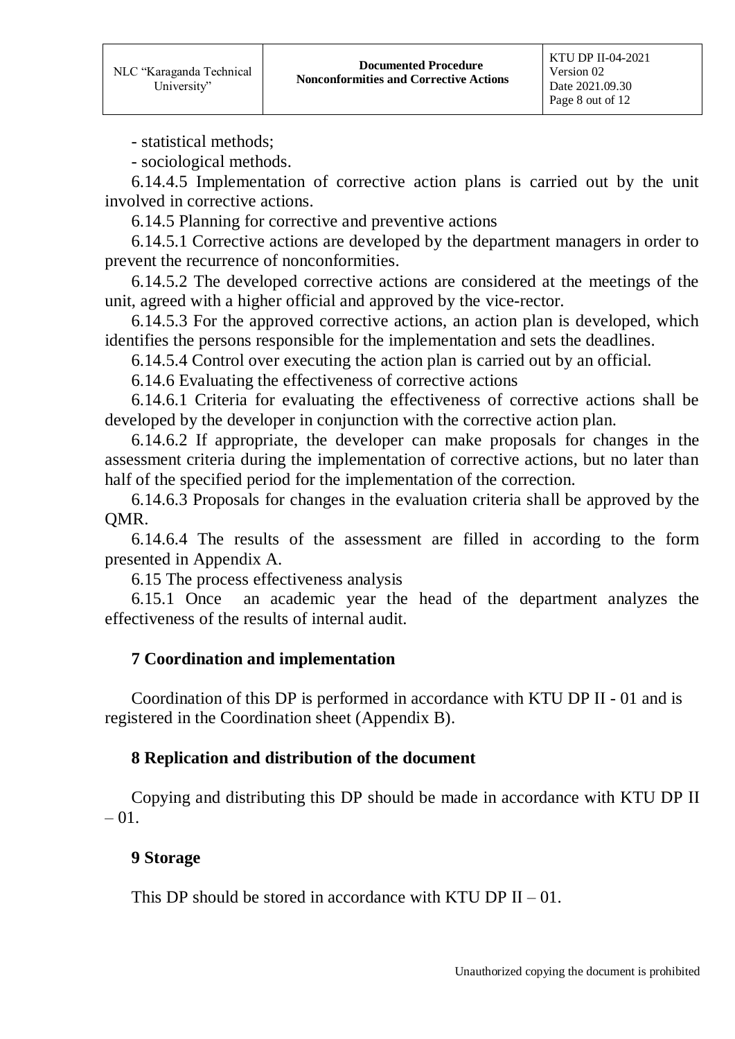- statistical methods;

- sociological methods.

6.14.4.5 Implementation of corrective action plans is carried out by the unit involved in corrective actions.

6.14.5 Planning for corrective and preventive actions

6.14.5.1 Corrective actions are developed by the department managers in order to prevent the recurrence of nonconformities.

6.14.5.2 The developed corrective actions are considered at the meetings of the unit, agreed with a higher official and approved by the vice-rector.

6.14.5.3 For the approved corrective actions, an action plan is developed, which identifies the persons responsible for the implementation and sets the deadlines.

6.14.5.4 Control over executing the action plan is carried out by an official.

6.14.6 Evaluating the effectiveness of corrective actions

6.14.6.1 Criteria for evaluating the effectiveness of corrective actions shall be developed by the developer in conjunction with the corrective action plan.

6.14.6.2 If appropriate, the developer can make proposals for changes in the assessment criteria during the implementation of corrective actions, but no later than half of the specified period for the implementation of the correction.

6.14.6.3 Proposals for changes in the evaluation criteria shall be approved by the QMR.

6.14.6.4 The results of the assessment are filled in according to the form presented in Appendix A.

6.15 The process effectiveness analysis

6.15.1 Once an academic year the head of the department analyzes the effectiveness of the results of internal audit.

## 7 Coordination and implementation

Coordination of this DP is performed in accordance with KTU DP II - 01 and is registered in the Coordination sheet (Appendix B).

## 8 Replication and distribution of the document

Copying and distributing this DP should be made in accordance with KTU DP II – 01.

## 9 Storage

This DP should be stored in accordance with KTU DP II – 01.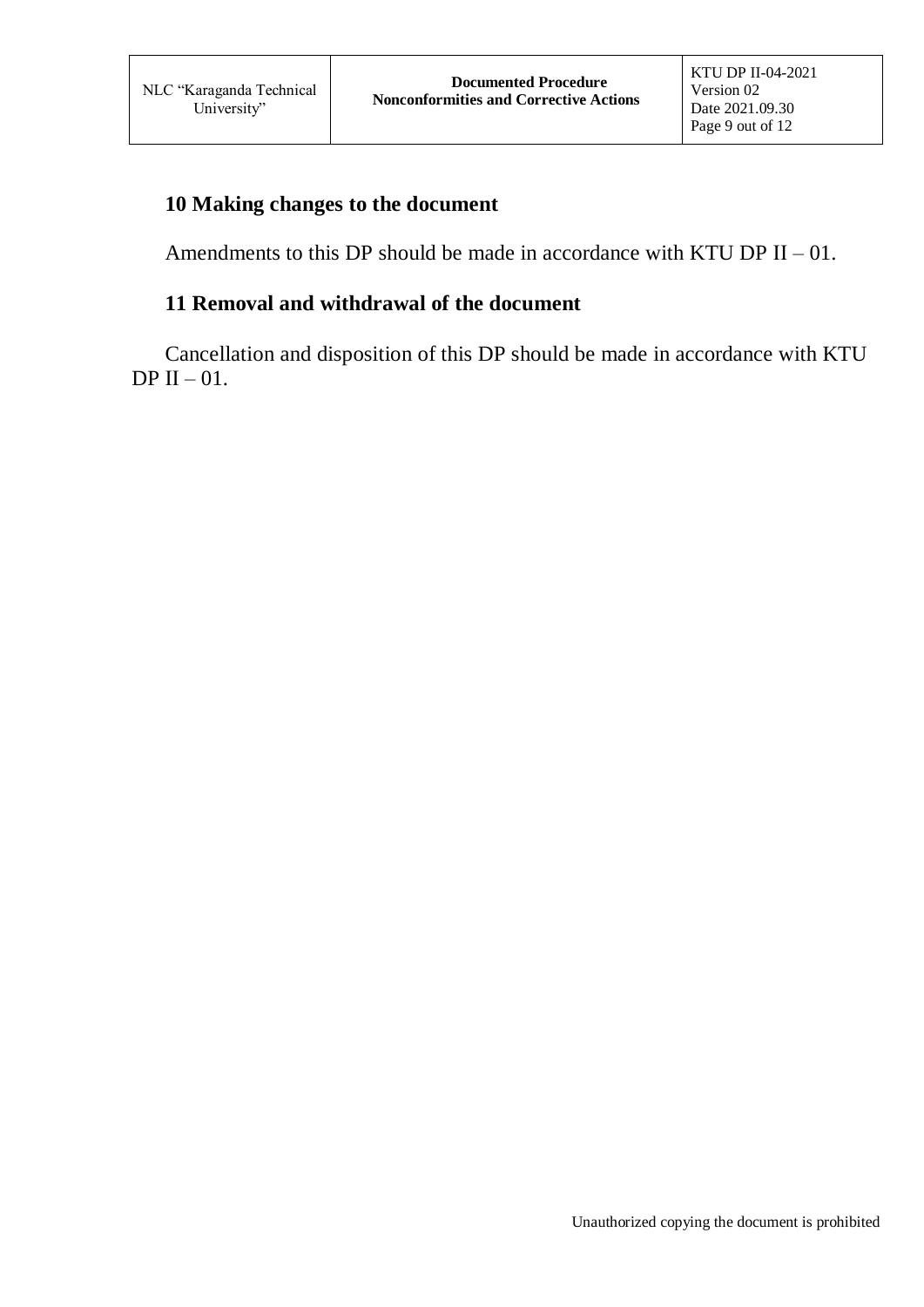## 10 Making changes to the document

Amendments to this DP should be made in accordance with KTU DP II – 01.

## 11 Removal and withdrawal of the document

Cancellation and disposition of this DP should be made in accordance with KTU DP II – 01.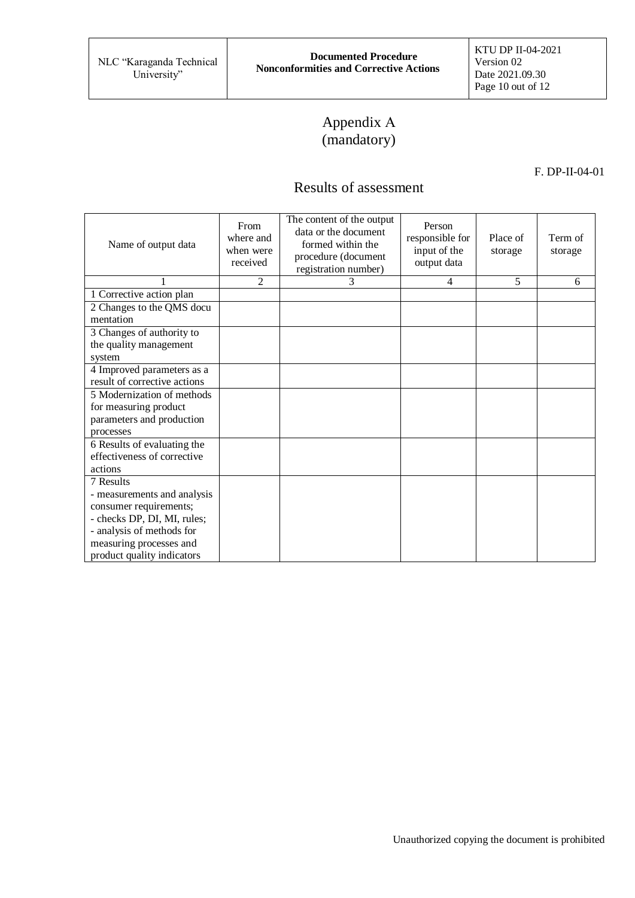# Appendix A
(mandatory)

F. DP-II-04-01

## Results of assessment

| Name of output data | From where and when were received | The content of the output data or the document formed within the procedure (document registration number) | Person responsible for input of the output data | Place of storage | Term of storage |
|---|---|---|---|---|---|
| 1 | 2 | 3 | 4 | 5 | 6 |
| 1 Corrective action plan | | | | | |
| 2 Changes to the QMS documentation | | | | | |
| 3 Changes of authority to the quality management system | | | | | |
| 4 Improved parameters as a result of corrective actions | | | | | |
| 5 Modernization of methods for measuring product parameters and production processes | | | | | |
| 6 Results of evaluating the effectiveness of corrective actions | | | | | |
| 7 Results<br>- measurements and analysis consumer requirements;<br>- checks DP, DI, MI, rules;<br>- analysis of methods for measuring processes and product quality indicators | | | | | |

Unauthorized copying the document is prohibited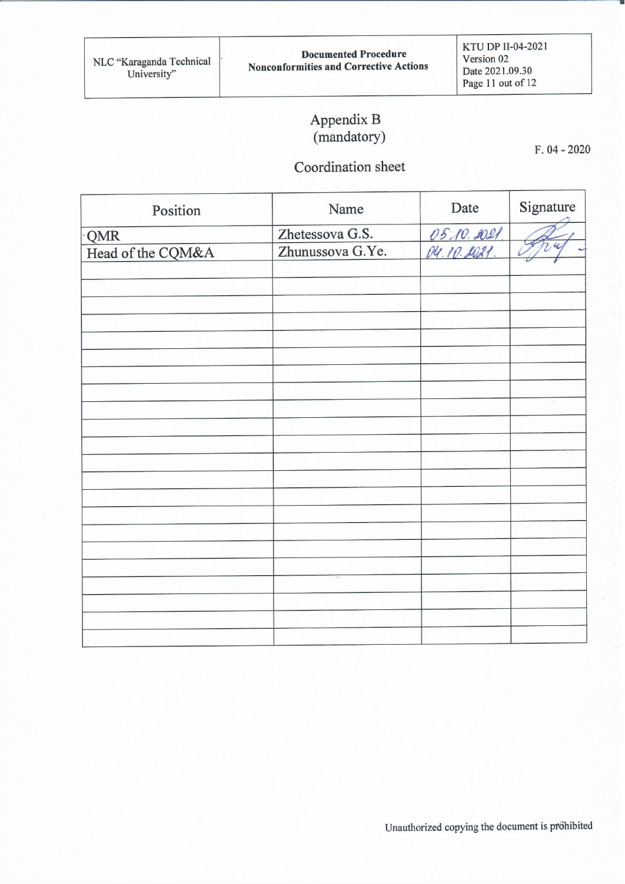# Appendix B
(mandatory)

F. 04 - 2020

## Coordination sheet

| Position | Name | Date | Signature |
|---|---|---|---|
| QMR | Zhetessova G.S. | 05.10.2021 | |
| Head of the CQM&A | Zhunussova G.Ye. | 04.10.2021. | |
| | | | |
| | | | |
| | | | |
| | | | |
| | | | |
| | | | |
| | | | |
| | | | |
| | | | |
| | | | |
| | | | |
| | | | |
| | | | |
| | | | |
| | | | |
| | | | |
| | | | |
| | | | |
| | | | |
| | | | |
| | | | |

Unauthorized copying the document is prohibited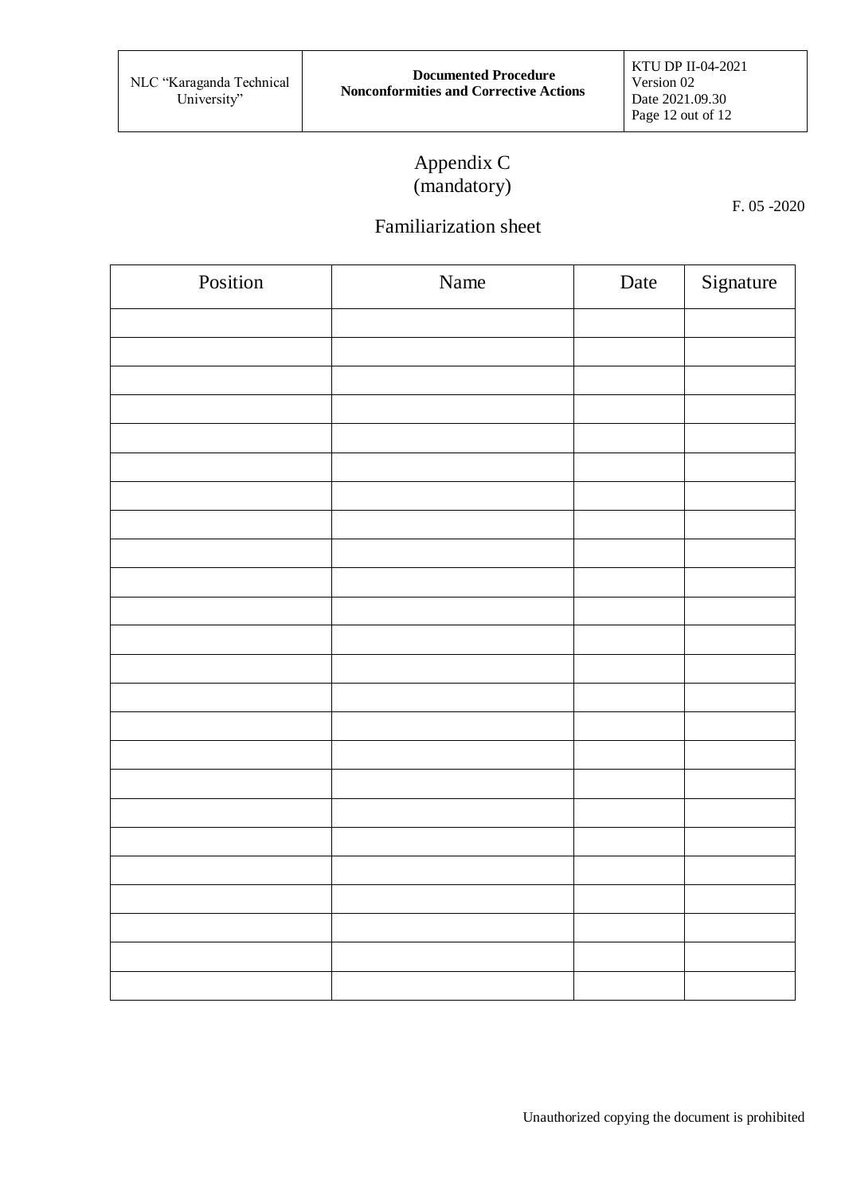Appendix C
(mandatory)

F. 05 -2020

# Familiarization sheet

| Position | Name | Date | Signature |
|---|---|---|---|
| | | | |
| | | | |
| | | | |
| | | | |
| | | | |
| | | | |
| | | | |
| | | | |
| | | | |
| | | | |
| | | | |
| | | | |
| | | | |
| | | | |
| | | | |
| | | | |
| | | | |
| | | | |
| | | | |
| | | | |
| | | | |
| | | | |
| | | | |
| | | | |

Unauthorized copying the document is prohibited